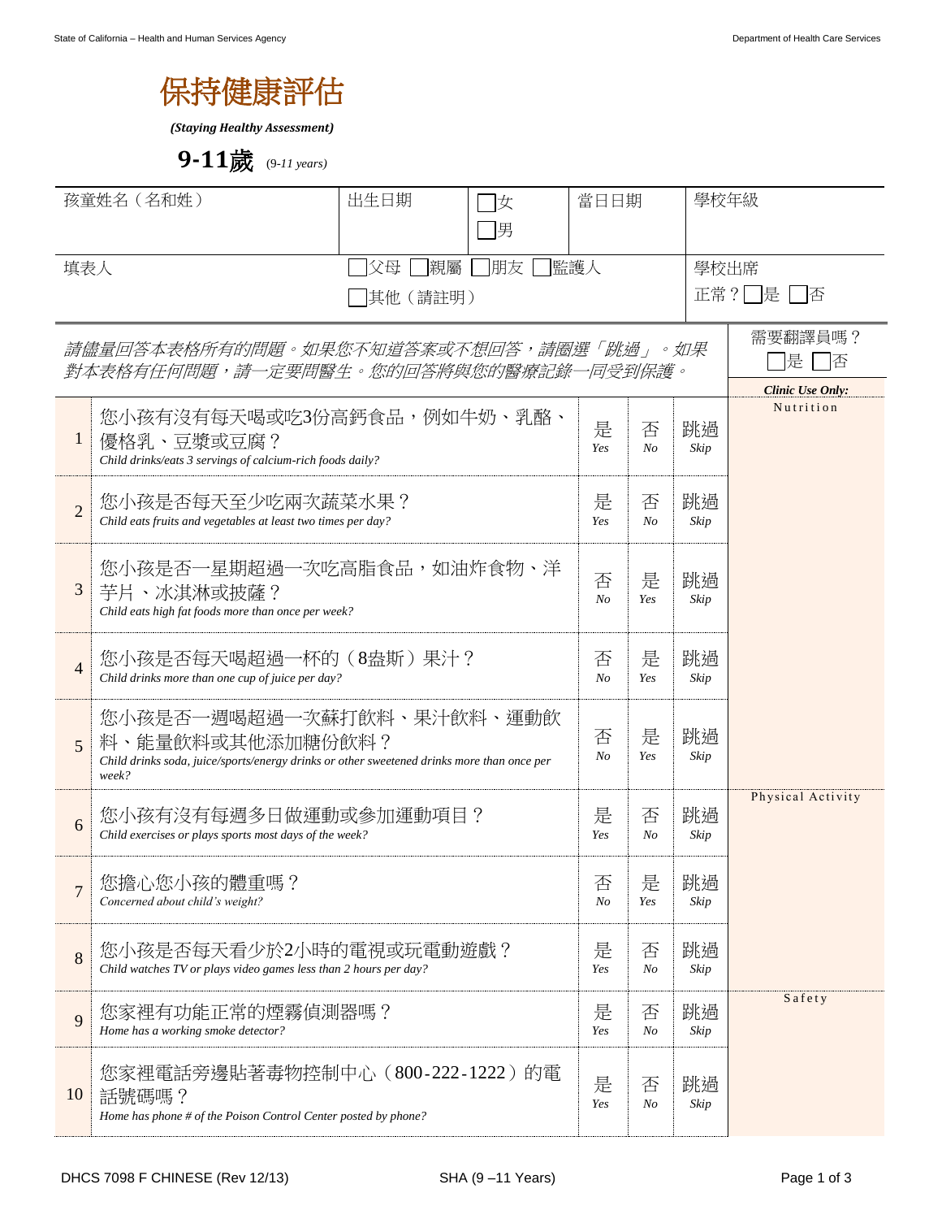# 保持健康評估

***(Staying Healthy Assessment)***

## 9-11歲 (*9-11 years*)

| 孩童姓名（名和姓） | 出生日期 | ☐女 ☐男 | 當日日期 | 學校年級 |
|---|---|---|---|---|
| 填表人 | ☐父母 ☐親屬 ☐朋友 ☐監護人 ☐其他（請註明） | | | 學校出席正常？☐是 ☐否 |

*請儘量回答本表格所有的問題。如果您不知道答案或不想回答，請圈選「跳過」。如果對本表格有任何問題，請一定要問醫生。您的回答將與您的醫療記錄一同受到保護。*

需要翻譯員嗎？ ☐是 ☐否

| # | 問題 | | | | ***Clinic Use Only:*** |
|---|---|---|---|---|---|
| 1 | 您小孩有沒有每天喝或吃3份高鈣食品，例如牛奶、乳酪、優格乳、豆漿或豆腐？<br>*Child drinks/eats 3 servings of calcium-rich foods daily?* | 是 *Yes* | 否 *No* | 跳過 *Skip* | Nutrition |
| 2 | 您小孩是否每天至少吃兩次蔬菜水果？<br>*Child eats fruits and vegetables at least two times per day?* | 是 *Yes* | 否 *No* | 跳過 *Skip* | |
| 3 | 您小孩是否一星期超過一次吃高脂食品，如油炸食物、洋芋片、冰淇淋或披薩？<br>*Child eats high fat foods more than once per week?* | 否 *No* | 是 *Yes* | 跳過 *Skip* | |
| 4 | 您小孩是否每天喝超過一杯的（8盎斯）果汁？<br>*Child drinks more than one cup of juice per day?* | 否 *No* | 是 *Yes* | 跳過 *Skip* | |
| 5 | 您小孩是否一週喝超過一次蘇打飲料、果汁飲料、運動飲料、能量飲料或其他添加糖份飲料？<br>*Child drinks soda, juice/sports/energy drinks or other sweetened drinks more than once per week?* | 否 *No* | 是 *Yes* | 跳過 *Skip* | |
| 6 | 您小孩有沒有每週多日做運動或參加運動項目？<br>*Child exercises or plays sports most days of the week?* | 是 *Yes* | 否 *No* | 跳過 *Skip* | Physical Activity |
| 7 | 您擔心您小孩的體重嗎？<br>*Concerned about child's weight?* | 否 *No* | 是 *Yes* | 跳過 *Skip* | |
| 8 | 您小孩是否每天看少於2小時的電視或玩電動遊戲？<br>*Child watches TV or plays video games less than 2 hours per day?* | 是 *Yes* | 否 *No* | 跳過 *Skip* | |
| 9 | 您家裡有功能正常的煙霧偵測器嗎？<br>*Home has a working smoke detector?* | 是 *Yes* | 否 *No* | 跳過 *Skip* | Safety |
| 10 | 您家裡電話旁邊貼著毒物控制中心（800-222-1222）的電話號碼嗎？<br>*Home has phone # of the Poison Control Center posted by phone?* | 是 *Yes* | 否 *No* | 跳過 *Skip* | |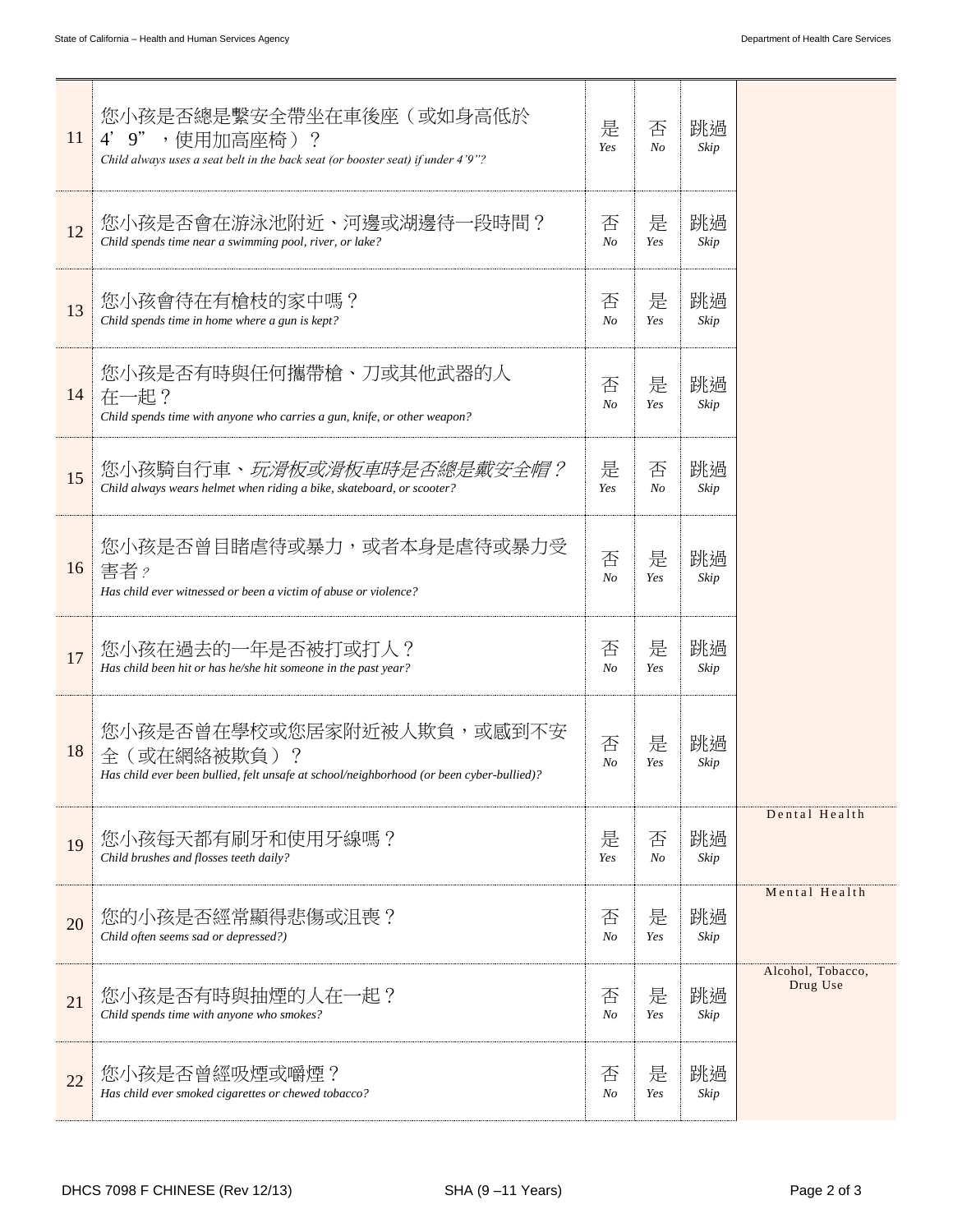| # | Question | | | | |
|---|---|---|---|---|---|
| 11 | 您小孩是否總是繫安全帶坐在車後座（或如身高低於 4' 9"，使用加高座椅）？<br>*Child always uses a seat belt in the back seat (or booster seat) if under 4'9"?* | 是<br>*Yes* | 否<br>*No* | 跳過<br>*Skip* | |
| 12 | 您小孩是否會在游泳池附近、河邊或湖邊待一段時間？<br>*Child spends time near a swimming pool, river, or lake?* | 否<br>*No* | 是<br>*Yes* | 跳過<br>*Skip* | |
| 13 | 您小孩會待在有槍枝的家中嗎？<br>*Child spends time in home where a gun is kept?* | 否<br>*No* | 是<br>*Yes* | 跳過<br>*Skip* | |
| 14 | 您小孩是否有時與任何攜帶槍、刀或其他武器的人在一起？<br>*Child spends time with anyone who carries a gun, knife, or other weapon?* | 否<br>*No* | 是<br>*Yes* | 跳過<br>*Skip* | |
| 15 | 您小孩騎自行車、*玩滑板或滑板車時是否總是戴安全帽？*<br>*Child always wears helmet when riding a bike, skateboard, or scooter?* | 是<br>*Yes* | 否<br>*No* | 跳過<br>*Skip* | |
| 16 | 您小孩是否曾目睹虐待或暴力，或者本身是虐待或暴力受害者*?*<br>*Has child ever witnessed or been a victim of abuse or violence?* | 否<br>*No* | 是<br>*Yes* | 跳過<br>*Skip* | |
| 17 | 您小孩在過去的一年是否被打或打人？<br>*Has child been hit or has he/she hit someone in the past year?* | 否<br>*No* | 是<br>*Yes* | 跳過<br>*Skip* | |
| 18 | 您小孩是否曾在學校或您居家附近被人欺負，或感到不安全（或在網絡被欺負）？<br>*Has child ever been bullied, felt unsafe at school/neighborhood (or been cyber-bullied)?* | 否<br>*No* | 是<br>*Yes* | 跳過<br>*Skip* | |
| 19 | 您小孩每天都有刷牙和使用牙線嗎？<br>*Child brushes and flosses teeth daily?* | 是<br>*Yes* | 否<br>*No* | 跳過<br>*Skip* | Dental Health |
| 20 | 您的小孩是否經常顯得悲傷或沮喪？<br>*Child often seems sad or depressed?)* | 否<br>*No* | 是<br>*Yes* | 跳過<br>*Skip* | Mental Health |
| 21 | 您小孩是否有時與抽煙的人在一起？<br>*Child spends time with anyone who smokes?* | 否<br>*No* | 是<br>*Yes* | 跳過<br>*Skip* | Alcohol, Tobacco, Drug Use |
| 22 | 您小孩是否曾經吸煙或嚼煙？<br>*Has child ever smoked cigarettes or chewed tobacco?* | 否<br>*No* | 是<br>*Yes* | 跳過<br>*Skip* | |

DHCS 7098 F CHINESE (Rev 12/13) SHA (9 –11 Years)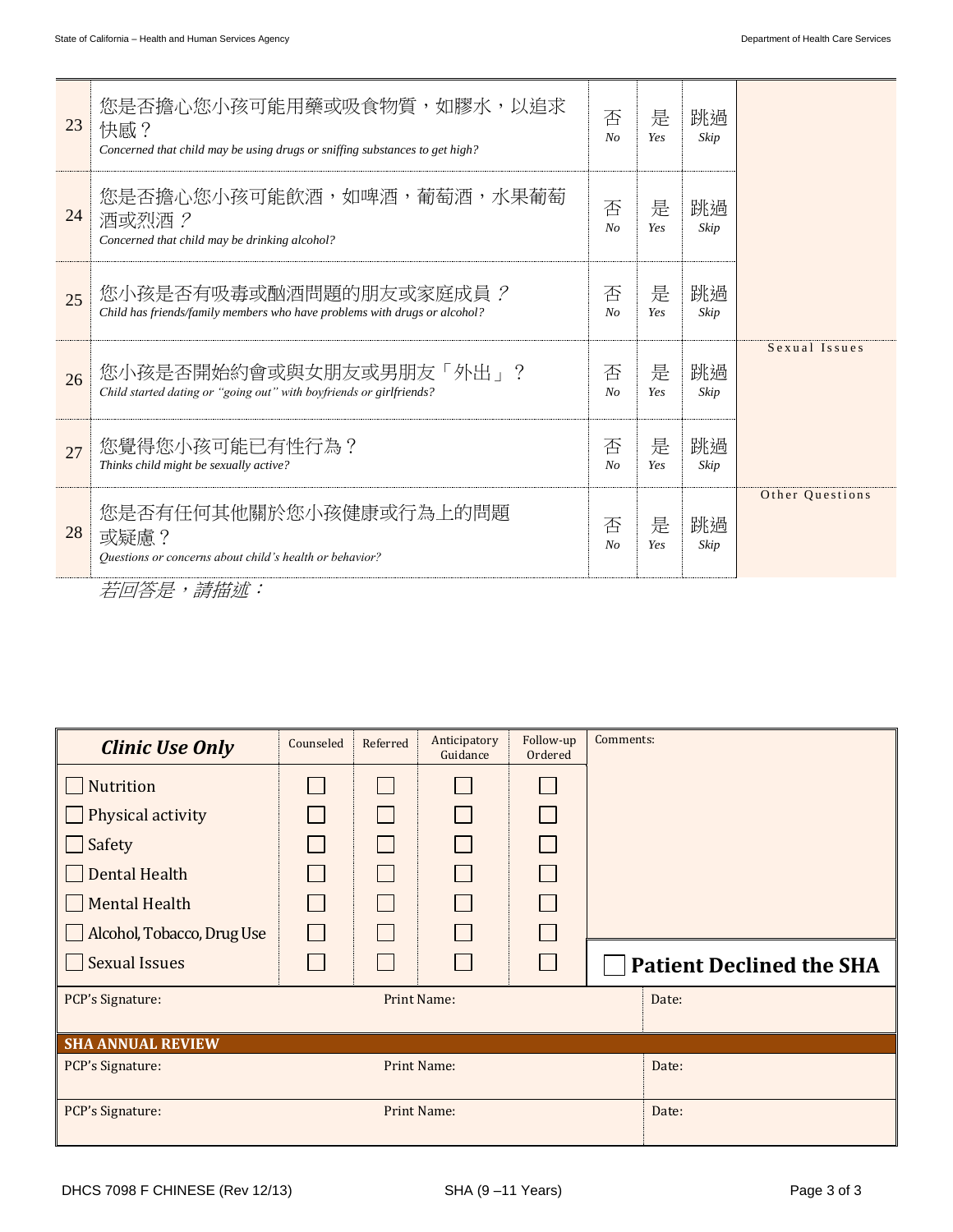| | | | | | |
|---|---|---|---|---|---|
| 23 | 您是否擔心您小孩可能用藥或吸食物質，如膠水，以追求快感？<br>*Concerned that child may be using drugs or sniffing substances to get high?* | 否<br>*No* | 是<br>*Yes* | 跳過<br>*Skip* | |
| 24 | 您是否擔心您小孩可能飲酒，如啤酒，葡萄酒，水果葡萄酒或烈酒？<br>*Concerned that child may be drinking alcohol?* | 否<br>*No* | 是<br>*Yes* | 跳過<br>*Skip* | |
| 25 | 您小孩是否有吸毒或酗酒問題的朋友或家庭成員？<br>*Child has friends/family members who have problems with drugs or alcohol?* | 否<br>*No* | 是<br>*Yes* | 跳過<br>*Skip* | |
| 26 | 您小孩是否開始約會或與女朋友或男朋友「外出」？<br>*Child started dating or "going out" with boyfriends or girlfriends?* | 否<br>*No* | 是<br>*Yes* | 跳過<br>*Skip* | Sexual Issues |
| 27 | 您覺得您小孩可能已有性行為？<br>*Thinks child might be sexually active?* | 否<br>*No* | 是<br>*Yes* | 跳過<br>*Skip* | |
| 28 | 您是否有任何其他關於您小孩健康或行為上的問題或疑慮？<br>*Questions or concerns about child's health or behavior?* | 否<br>*No* | 是<br>*Yes* | 跳過<br>*Skip* | Other Questions |

*若回答是，請描述：*

| ***Clinic Use Only*** | Counseled | Referred | Anticipatory Guidance | Follow-up Ordered | Comments: |
|---|---|---|---|---|---|
| ☐ Nutrition | ☐ | ☐ | ☐ | ☐ | |
| ☐ Physical activity | ☐ | ☐ | ☐ | ☐ | |
| ☐ Safety | ☐ | ☐ | ☐ | ☐ | |
| ☐ Dental Health | ☐ | ☐ | ☐ | ☐ | |
| ☐ Mental Health | ☐ | ☐ | ☐ | ☐ | |
| ☐ Alcohol, Tobacco, Drug Use | ☐ | ☐ | ☐ | ☐ | |
| ☐ Sexual Issues | ☐ | ☐ | ☐ | ☐ | ☐ **Patient Declined the SHA** |

| | | |
|---|---|---|
| PCP's Signature: | Print Name: | Date: |
| **SHA ANNUAL REVIEW** | | |
| PCP's Signature: | Print Name: | Date: |
| PCP's Signature: | Print Name: | Date: |

DHCS 7098 F CHINESE (Rev 12/13) SHA (9 –11 Years)